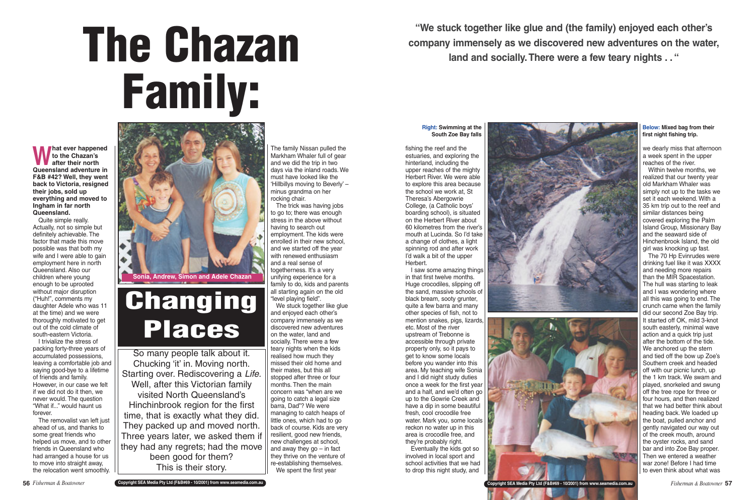# The Chazan Family:

## Changing Places

So many people talk about it. Chucking 'it' in. Moving north. Starting over. Rediscovering a *Life.* Well, after this Victorian family visited North Queensland's Hinchinbrook region for the first time, that is exactly what they did. They packed up and moved north. Three years later, we asked them if they had any regrets; had the move been good for them? This is their story.

> "We stuck together like glue and (the family) enjoyed each other's company immensely as we discovered new adventures on the water, land and socially. There were a few teary nights . . "

Sonia, Andrew, Simon and Adele Chazan

**What ever happened to the Chazan's after their north Queensland adventure in F&B #42? Well, they went back to Victoria, resigned their jobs, sold up everything and moved to Ingham in far north Queensland.**

Quite simple really. Actually, not so simple but definitely achievable. The factor that made this move possible was that both my wife and I were able to gain employment here in north Queensland. Also our children where young enough to be uprooted without major disruption ("Huh!", comments my daughter Adele who was 11 at the time) and we were thoroughly motivated to get out of the cold climate of south-eastern Victoria.

I trivialize the stress of packing forty-three years of accumulated possessions, leaving a comfortable job and saying good-bye to a lifetime of friends and family. However, in our case we felt if we did not do it then, we never would. The question "What if..." would haunt us forever.

The removalist van left just ahead of us, and thanks to some great friends who helped us move, and to other friends in Queensland who had arranged a house for us to move into straight away, the relocation went smoothly.

The family Nissan pulled the Markham Whaler full of gear and we did the trip in two days via the inland roads. We must have looked like the 'Hillbillys moving to Beverly' – minus grandma on her rocking chair.

The trick was having jobs to go to; there was enough stress in the above without having to search out employment. The kids were enrolled in their new school, and we started off the year with renewed enthusiasm and a real sense of togetherness. It's a very unifying experience for a family to do, kids and parents all starting again on the old "level playing field".

We stuck together like glue and enjoyed each other's company immensely as we discovered new adventures on the water, land and socially. There were a few teary nights when the kids missed their old home and their mates, but this all stopped after three or four months. Then the main concern was "when are we going to catch a legal size barra, Dad"? We were managing to catch heaps of little ones, which had to go back of course. Kids are very resilient, good new friends, new challenges at school, and away they go – in fact they thrive on the venture of re-establishing themselves.

We spent the first year fishing the reef and the estuaries, and exploring the hinterland, including the upper reaches of the mighty Herbert River. We were able to explore this area because the school we work at, St Theresa's Abergowrie College, (a Catholic boys' boarding school), is situated on the Herbert River about 60 kilometres from the river's mouth at Lucinda. So I'd take a change of clothes, a light spinning rod and after work I'd walk a bit of the upper Herbert.

I saw some amazing things in that first twelve months. Huge crocodiles, slipping off the sand, massive schools of black bream, sooty grunter, quite a few barra and many other species of fish, not to mention snakes, pigs, lizards, etc. Most of the river upstream of Trebonne is accessible through private property only, so it pays to get to know some locals before you wander into this area. My teaching wife Sonia and I did night study duties once a week for the first year and a half, and we'd often go up to the Gowrie Creek and have a dip in some beautiful fresh, cool crocodile free water. Mark you, some locals reckon no water up in this area is crocodile free, and they're probably right.

Eventually the kids got so involved in local sport and school activities that we had to drop this night study, and we dearly miss that afternoon a week spent in the upper reaches of the river.

Within twelve months, we realized that our twenty year old Markham Whaler was simply not up to the tasks we set it each weekend. With a 35 km trip out to the reef and similar distances being covered exploring the Palm Island Group, Missionary Bay and the seaward side of Hinchinbrook Island, the old girl was knocking up fast.

The 70 Hp Evinrudes were drinking fuel like it was XXXX and needing more repairs than the MIR Spacestation. The hull was starting to leak and I was wondering where all this was going to end. The crunch came when the family did our second Zoe Bay trip. It started off OK, mild 3-knot south easterly, minimal wave action and a quick trip just after the bottom of the tide. We anchored up the stern and tied off the bow up Zoe's Southern creek and headed off with our picnic lunch, up the 1 km track. We swam and played, snorkeled and swung off the tree rope for three or four hours, and then realized that we had better think about heading back. We loaded up the boat, pulled anchor and gently navigated our way out of the creek mouth, around the oyster rocks, and sand bar and into Zoe Bay proper. Then we entered a weather war zone! Before I had time to even think about what was

**Right:** Swimming at the South Zoe Bay falls

**Below:** Mixed bag from their first night fishing trip.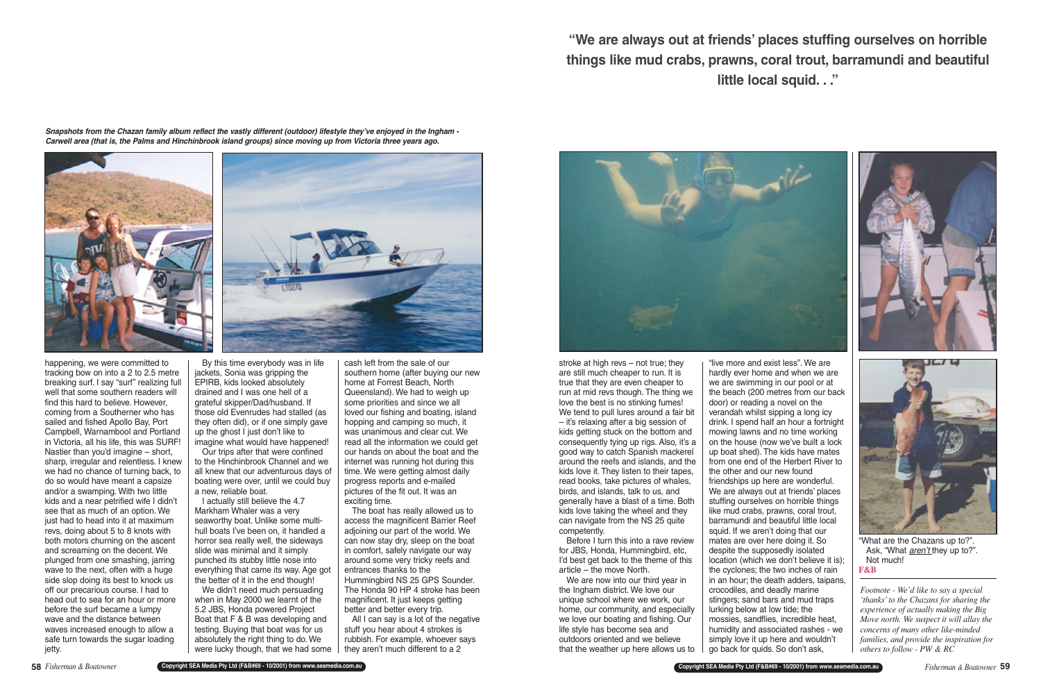**"We are always out at friends' places stuffing ourselves on horrible things like mud crabs, prawns, coral trout, barramundi and beautiful little local squid. . ."**

***Snapshots from the Chazan family album reflect the vastly different (outdoor) lifestyle they've enjoyed in the Ingham - Carwell area (that is, the Palms and Hinchinbrook island groups) since moving up from Victoria three years ago.***

happening, we were committed to tracking bow on into a 2 to 2.5 metre breaking surf. I say "surf" realizing full well that some southern readers will find this hard to believe. However, coming from a Southerner who has sailed and fished Apollo Bay, Port Campbell, Warnambool and Portland in Victoria, all his life, this was SURF! Nastier than you'd imagine – short, sharp, irregular and relentless. I knew we had no chance of turning back, to do so would have meant a capsize and/or a swamping. With two little kids and a near petrified wife I didn't see that as much of an option. We just had to head into it at maximum revs, doing about 5 to 8 knots with both motors churning on the ascent and screaming on the decent. We plunged from one smashing, jarring wave to the next, often with a huge side slop doing its best to knock us off our precarious course. I had to head out to sea for an hour or more before the surf became a lumpy wave and the distance between waves increased enough to allow a safe turn towards the sugar loading jetty.

By this time everybody was in life jackets, Sonia was gripping the EPIRB, kids looked absolutely drained and I was one hell of a grateful skipper/Dad/husband. If those old Evenrudes had stalled (as they often did), or if one simply gave up the ghost I just don't like to imagine what would have happened!

Our trips after that were confined to the Hinchinbrook Channel and we all knew that our adventurous days of boating were over, until we could buy a new, reliable boat.

I actually still believe the 4.7 Markham Whaler was a very seaworthy boat. Unlike some multi-hull boats I've been on, it handled a horror sea really well, the sideways slide was minimal and it simply punched its stubby little nose into everything that came its way. Age got the better of it in the end though!

We didn't need much persuading when in May 2000 we learnt of the 5.2 JBS, Honda powered Project Boat that F & B was developing and testing. Buying that boat was for us absolutely the right thing to do. We were lucky though, that we had some cash left from the sale of our southern home (after buying our new home at Forrest Beach, North Queensland). We had to weigh up some priorities and since we all loved our fishing and boating, island hopping and camping so much, it was unanimous and clear cut. We read all the information we could get our hands on about the boat and the internet was running hot during this time. We were getting almost daily progress reports and e-mailed pictures of the fit out. It was an exciting time.

The boat has really allowed us to access the magnificent Barrier Reef adjoining our part of the world. We can now stay dry, sleep on the boat in comfort, safely navigate our way around some very tricky reefs and entrances thanks to the Hummingbird NS 25 GPS Sounder. The Honda 90 HP 4 stroke has been magnificent. It just keeps getting better and better every trip.

All I can say is a lot of the negative stuff you hear about 4 strokes is rubbish. For example, whoever says they aren't much different to a 2 stroke at high revs – not true; they are still much cheaper to run. It is true that they are even cheaper to run at mid revs though. The thing we love the best is no stinking fumes! We tend to pull lures around a fair bit – it's relaxing after a big session of kids getting stuck on the bottom and consequently tying up rigs. Also, it's a good way to catch Spanish mackerel around the reefs and islands, and the kids love it. They listen to their tapes, read books, take pictures of whales, birds, and islands, talk to us, and generally have a blast of a time. Both kids love taking the wheel and they can navigate from the NS 25 quite competently.

Before I turn this into a rave review for JBS, Honda, Hummingbird, etc, I'd best get back to the theme of this article – the move North.

We are now into our third year in the Ingham district. We love our unique school where we work, our home, our community, and especially we love our boating and fishing. Our life style has become sea and outdoors oriented and we believe that the weather up here allows us to "live more and exist less". We are hardly ever home and when we are we are swimming in our pool or at the beach (200 metres from our back door) or reading a novel on the verandah whilst sipping a long icy drink. I spend half an hour a fortnight mowing lawns and no time working on the house (now we've built a lock up boat shed). The kids have mates from one end of the Herbert River to the other and our new found friendships up here are wonderful. We are always out at friends' places stuffing ourselves on horrible things like mud crabs, prawns, coral trout, barramundi and beautiful little local squid. If we aren't doing that our mates are over here doing it. So despite the supposedly isolated location (which we don't believe it is); the cyclones; the two inches of rain in an hour; the death adders, taipans, crocodiles, and deadly marine stingers; sand bars and mud traps lurking below at low tide; the mossies, sandflies, incredible heat, humidity and associated rashes - we simply love it up here and wouldn't go back for quids. So don't ask, "What are the Chazans up to?". Ask, "What *aren't* they up to?". Not much!

**F&B**

*Footnote - We'd like to say a special 'thanks' to the Chazans for sharing the experience of actually making the Big Move north. We suspect it will allay the concerns of many other like-minded families, and provide the inspiration for others to follow - PW & RC*